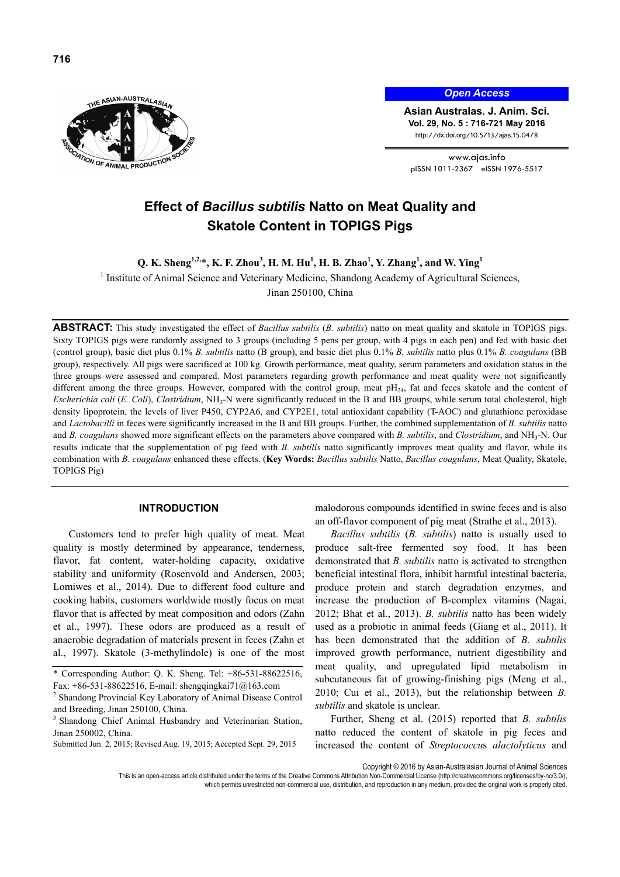**Open Access**

**Asian Australas. J. Anim. Sci.**
**Vol. 29, No. 5 : 716-721 May 2016**
http://dx.doi.org/10.5713/ajas.15.0478

www.ajas.info
pISSN 1011-2367 eISSN 1976-5517

# Effect of *Bacillus subtilis* Natto on Meat Quality and Skatole Content in TOPIGS Pigs

**Q. K. Sheng[1,2,*], K. F. Zhou[3], H. M. Hu[1], H. B. Zhao[1], Y. Zhang[1], and W. Ying[1]**

[1] Institute of Animal Science and Veterinary Medicine, Shandong Academy of Agricultural Sciences, Jinan 250100, China

**ABSTRACT:** This study investigated the effect of *Bacillus subtilis* (*B. subtilis*) natto on meat quality and skatole in TOPIGS pigs. Sixty TOPIGS pigs were randomly assigned to 3 groups (including 5 pens per group, with 4 pigs in each pen) and fed with basic diet (control group), basic diet plus 0.1% *B. subtilis* natto (B group), and basic diet plus 0.1% *B. subtilis* natto plus 0.1% *B. coagulans* (BB group), respectively. All pigs were sacrificed at 100 kg. Growth performance, meat quality, serum parameters and oxidation status in the three groups were assessed and compared. Most parameters regarding growth performance and meat quality were not significantly different among the three groups. However, compared with the control group, meat $pH_{24}$, fat and feces skatole and the content of *Escherichia coli* (*E. Coli*), *Clostridium*, $NH_3$-N were significantly reduced in the B and BB groups, while serum total cholesterol, high density lipoprotein, the levels of liver P450, CYP2A6, and CYP2E1, total antioxidant capability (T-AOC) and glutathione peroxidase and *Lactobacilli* in feces were significantly increased in the B and BB groups. Further, the combined supplementation of *B. subtilis* natto and *B. coagulans* showed more significant effects on the parameters above compared with *B. subtilis*, and *Clostridium*, and $NH_3$-N. Our results indicate that the supplementation of pig feed with *B. subtilis* natto significantly improves meat quality and flavor, while its combination with *B. coagulans* enhanced these effects. (**Key Words:** *Bacillus subtilis* Natto, *Bacillus coagulans*, Meat Quality, Skatole, TOPIGS Pig)

## INTRODUCTION

Customers tend to prefer high quality of meat. Meat quality is mostly determined by appearance, tenderness, flavor, fat content, water-holding capacity, oxidative stability and uniformity (Rosenvold and Andersen, 2003; Lomiwes et al., 2014). Due to different food culture and cooking habits, customers worldwide mostly focus on meat flavor that is affected by meat composition and odors (Zahn et al., 1997). These odors are produced as a result of anaerobic degradation of materials present in feces (Zahn et al., 1997). Skatole (3-methylindole) is one of the most malodorous compounds identified in swine feces and is also an off-flavor component of pig meat (Strathe et al., 2013).

*Bacillus subtilis* (*B. subtilis*) natto is usually used to produce salt-free fermented soy food. It has been demonstrated that *B. subtilis* natto is activated to strengthen beneficial intestinal flora, inhibit harmful intestinal bacteria, produce protein and starch degradation enzymes, and increase the production of B-complex vitamins (Nagai, 2012; Bhat et al., 2013). *B. subtilis* natto has been widely used as a probiotic in animal feeds (Giang et al., 2011). It has been demonstrated that the addition of *B. subtilis* improved growth performance, nutrient digestibility and meat quality, and upregulated lipid metabolism in subcutaneous fat of growing-finishing pigs (Meng et al., 2010; Cui et al., 2013), but the relationship between *B. subtilis* and skatole is unclear.

Further, Sheng et al. (2015) reported that *B. subtilis* natto reduced the content of skatole in pig feces and increased the content of *Streptococcus alactolyticus* and

\* Corresponding Author: Q. K. Sheng. Tel: +86-531-88622516, Fax: +86-531-88622516, E-mail: shengqingkai71@163.com

[2] Shandong Provincial Key Laboratory of Animal Disease Control and Breeding, Jinan 250100, China.

[3] Shandong Chief Animal Husbandry and Veterinarian Station, Jinan 250002, China.

Submitted Jun. 2, 2015; Revised Aug. 19, 2015; Accepted Sept. 29, 2015

Copyright © 2016 by Asian-Australasian Journal of Animal Sciences

This is an open-access article distributed under the terms of the Creative Commons Attribution Non-Commercial License (http://creativecommons.org/licenses/by-nc/3.0/), which permits unrestricted non-commercial use, distribution, and reproduction in any medium, provided the original work is properly cited.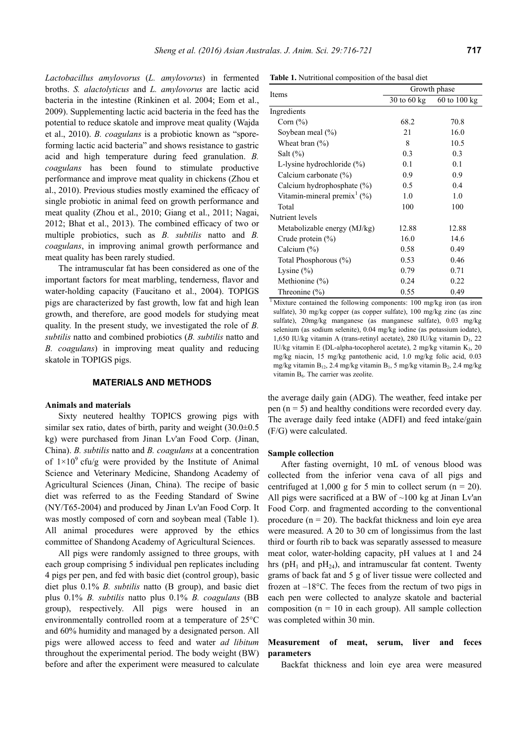*Lactobacillus amylovorus* (*L. amylovorus*) in fermented broths. *S. alactolyticus* and *L. amylovorus* are lactic acid bacteria in the intestine (Rinkinen et al. 2004; Eom et al., 2009). Supplementing lactic acid bacteria in the feed has the potential to reduce skatole and improve meat quality (Wajda et al., 2010). *B. coagulans* is a probiotic known as "spore-forming lactic acid bacteria" and shows resistance to gastric acid and high temperature during feed granulation. *B. coagulans* has been found to stimulate productive performance and improve meat quality in chickens (Zhou et al., 2010). Previous studies mostly examined the efficacy of single probiotic in animal feed on growth performance and meat quality (Zhou et al., 2010; Giang et al., 2011; Nagai, 2012; Bhat et al., 2013). The combined efficacy of two or multiple probiotics, such as *B. subtilis* natto and *B. coagulans*, in improving animal growth performance and meat quality has been rarely studied.

The intramuscular fat has been considered as one of the important factors for meat marbling, tenderness, flavor and water-holding capacity (Faucitano et al., 2004). TOPIGS pigs are characterized by fast growth, low fat and high lean growth, and therefore, are good models for studying meat quality. In the present study, we investigated the role of *B. subtilis* natto and combined probiotics (*B. subtilis* natto and *B. coagulans*) in improving meat quality and reducing skatole in TOPIGS pigs.

## MATERIALS AND METHODS

### Animals and materials

Sixty neutered healthy TOPICS growing pigs with similar sex ratio, dates of birth, parity and weight (30.0±0.5 kg) were purchased from Jinan Lv'an Food Corp. (Jinan, China). *B. subtilis* natto and *B. coagulans* at a concentration of $1\times10^9$ cfu/g were provided by the Institute of Animal Science and Veterinary Medicine, Shandong Academy of Agricultural Sciences (Jinan, China). The recipe of basic diet was referred to as the Feeding Standard of Swine (NY/T65-2004) and produced by Jinan Lv'an Food Corp. It was mostly composed of corn and soybean meal (Table 1). All animal procedures were approved by the ethics committee of Shandong Academy of Agricultural Sciences.

All pigs were randomly assigned to three groups, with each group comprising 5 individual pen replicates including 4 pigs per pen, and fed with basic diet (control group), basic diet plus 0.1% *B. subtilis* natto (B group), and basic diet plus 0.1% *B. subtilis* natto plus 0.1% *B. coagulans* (BB group), respectively. All pigs were housed in an environmentally controlled room at a temperature of 25°C and 60% humidity and managed by a designated person. All pigs were allowed access to feed and water *ad libitum* throughout the experimental period. The body weight (BW) before and after the experiment were measured to calculate the average daily gain (ADG). The weather, feed intake per pen (n = 5) and healthy conditions were recorded every day. The average daily feed intake (ADFI) and feed intake/gain (F/G) were calculated.

**Table 1.** Nutritional composition of the basal diet

| Items | Growth phase | |
|---|---|---|
| | 30 to 60 kg | 60 to 100 kg |
| Ingredients | | |
| Corn (%) | 68.2 | 70.8 |
| Soybean meal (%) | 21 | 16.0 |
| Wheat bran (%) | 8 | 10.5 |
| Salt (%) | 0.3 | 0.3 |
| L-lysine hydrochloride (%) | 0.1 | 0.1 |
| Calcium carbonate (%) | 0.9 | 0.9 |
| Calcium hydrophosphate (%) | 0.5 | 0.4 |
| Vitamin-mineral premix[1] (%) | 1.0 | 1.0 |
| Total | 100 | 100 |
| Nutrient levels | | |
| Metabolizable energy (MJ/kg) | 12.88 | 12.88 |
| Crude protein (%) | 16.0 | 14.6 |
| Calcium (%) | 0.58 | 0.49 |
| Total Phosphorous (%) | 0.53 | 0.46 |
| Lysine (%) | 0.79 | 0.71 |
| Methionine (%) | 0.24 | 0.22 |
| Threonine (%) | 0.55 | 0.49 |

[1] Mixture contained the following components: 100 mg/kg iron (as iron sulfate), 30 mg/kg copper (as copper sulfate), 100 mg/kg zinc (as zinc sulfate), 20mg/kg manganese (as manganese sulfate), 0.03 mg/kg selenium (as sodium selenite), 0.04 mg/kg iodine (as potassium iodate), 1,650 IU/kg vitamin A (trans-retinyl acetate), 280 IU/kg vitamin $D_3$, 22 IU/kg vitamin E (DL-alpha-tocopherol acetate), 2 mg/kg vitamin $K_3$, 20 mg/kg niacin, 15 mg/kg pantothenic acid, 1.0 mg/kg folic acid, 0.03 mg/kg vitamin $B_{12}$, 2.4 mg/kg vitamin $B_1$, 5 mg/kg vitamin $B_2$, 2.4 mg/kg vitamin $B_6$. The carrier was zeolite.

### Sample collection

After fasting overnight, 10 mL of venous blood was collected from the inferior vena cava of all pigs and centrifuged at 1,000 g for 5 min to collect serum (n = 20). All pigs were sacrificed at a BW of ~100 kg at Jinan Lv'an Food Corp. and fragmented according to the conventional procedure (n = 20). The backfat thickness and loin eye area were measured. A 20 to 30 cm of longissimus from the last third or fourth rib to back was separatly assessed to measure meat color, water-holding capacity, pH values at 1 and 24 hrs ($pH_1$ and $pH_{24}$), and intramuscular fat content. Twenty grams of back fat and 5 g of liver tissue were collected and frozen at –18°C. The feces from the rectum of two pigs in each pen were collected to analyze skatole and bacterial composition (n = 10 in each group). All sample collection was completed within 30 min.

### Measurement of meat, serum, liver and feces parameters

Backfat thickness and loin eye area were measured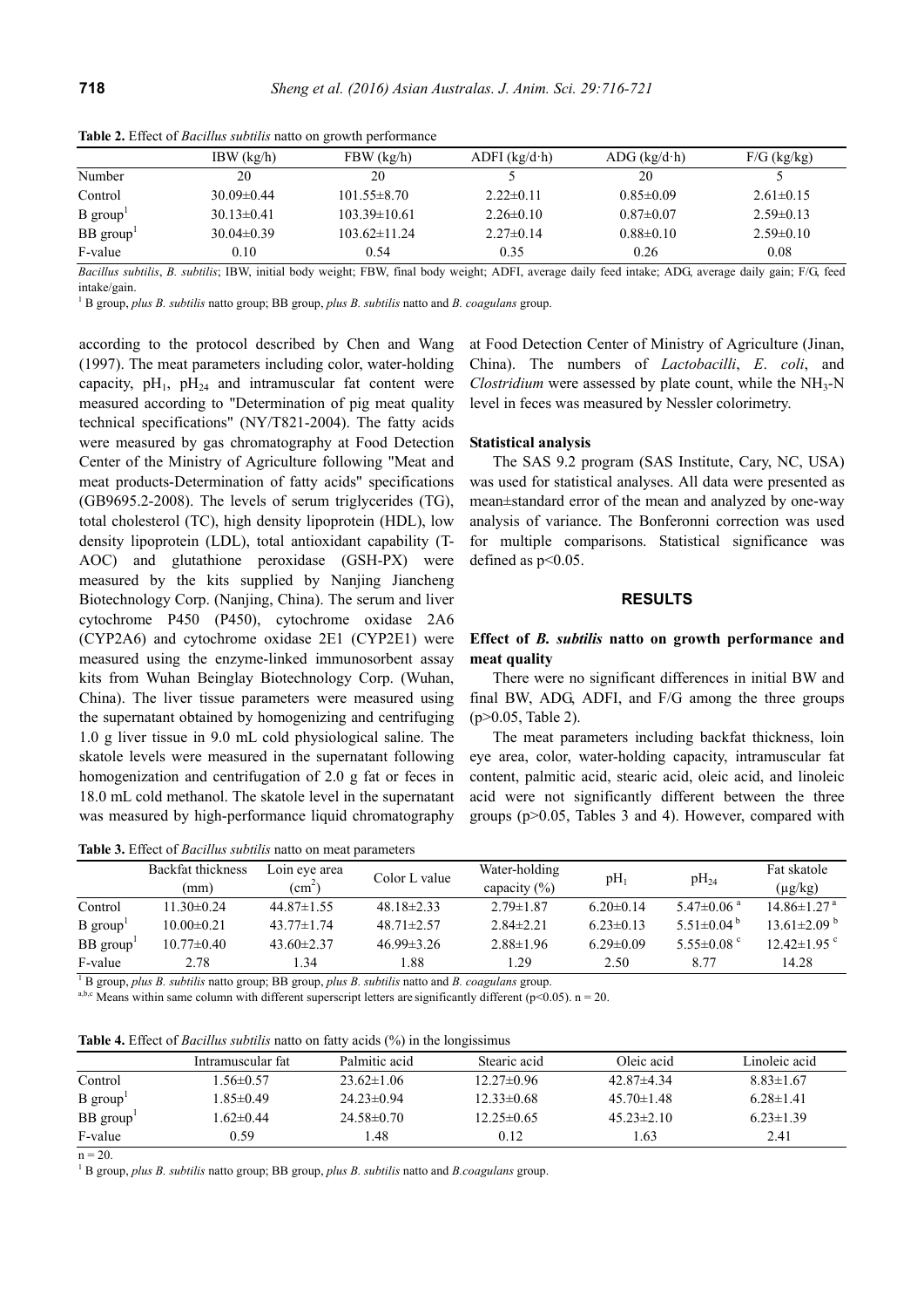**Table 2.** Effect of *Bacillus subtilis* natto on growth performance

| | IBW (kg/h) | FBW (kg/h) | ADFI (kg/d·h) | ADG (kg/d·h) | F/G (kg/kg) |
|---|---|---|---|---|---|
| Number | 20 | 20 | 5 | 20 | 5 |
| Control | 30.09±0.44 | 101.55±8.70 | 2.22±0.11 | 0.85±0.09 | 2.61±0.15 |
| B group[1] | 30.13±0.41 | 103.39±10.61 | 2.26±0.10 | 0.87±0.07 | 2.59±0.13 |
| BB group[1] | 30.04±0.39 | 103.62±11.24 | 2.27±0.14 | 0.88±0.10 | 2.59±0.10 |
| F-value | 0.10 | 0.54 | 0.35 | 0.26 | 0.08 |

*Bacillus subtilis*, *B. subtilis*; IBW, initial body weight; FBW, final body weight; ADFI, average daily feed intake; ADG, average daily gain; F/G, feed intake/gain.

[1] B group, *plus B. subtilis* natto group; BB group, *plus B. subtilis* natto and *B. coagulans* group.

according to the protocol described by Chen and Wang (1997). The meat parameters including color, water-holding capacity, $pH_1$, $pH_{24}$ and intramuscular fat content were measured according to "Determination of pig meat quality technical specifications" (NY/T821-2004). The fatty acids were measured by gas chromatography at Food Detection Center of the Ministry of Agriculture following "Meat and meat products-Determination of fatty acids" specifications (GB9695.2-2008). The levels of serum triglycerides (TG), total cholesterol (TC), high density lipoprotein (HDL), low density lipoprotein (LDL), total antioxidant capability (T-AOC) and glutathione peroxidase (GSH-PX) were measured by the kits supplied by Nanjing Jiancheng Biotechnology Corp. (Nanjing, China). The serum and liver cytochrome P450 (P450), cytochrome oxidase 2A6 (CYP2A6) and cytochrome oxidase 2E1 (CYP2E1) were measured using the enzyme-linked immunosorbent assay kits from Wuhan Beinglay Biotechnology Corp. (Wuhan, China). The liver tissue parameters were measured using the supernatant obtained by homogenizing and centrifuging 1.0 g liver tissue in 9.0 mL cold physiological saline. The skatole levels were measured in the supernatant following homogenization and centrifugation of 2.0 g fat or feces in 18.0 mL cold methanol. The skatole level in the supernatant was measured by high-performance liquid chromatography at Food Detection Center of Ministry of Agriculture (Jinan, China). The numbers of *Lactobacilli*, *E. coli*, and *Clostridium* were assessed by plate count, while the $NH_3$-N level in feces was measured by Nessler colorimetry.

### Statistical analysis

The SAS 9.2 program (SAS Institute, Cary, NC, USA) was used for statistical analyses. All data were presented as mean±standard error of the mean and analyzed by one-way analysis of variance. The Bonferonni correction was used for multiple comparisons. Statistical significance was defined as $p<0.05$.

## RESULTS

### Effect of *B. subtilis* natto on growth performance and meat quality

There were no significant differences in initial BW and final BW, ADG, ADFI, and F/G among the three groups ($p>0.05$, Table 2).

The meat parameters including backfat thickness, loin eye area, color, water-holding capacity, intramuscular fat content, palmitic acid, stearic acid, oleic acid, and linoleic acid were not significantly different between the three groups ($p>0.05$, Tables 3 and 4). However, compared with

**Table 3.** Effect of *Bacillus subtilis* natto on meat parameters

| | Backfat thickness (mm) | Loin eye area ($cm^2$) | Color L value | Water-holding capacity (%) | $pH_1$ | $pH_{24}$ | Fat skatole (μg/kg) |
|---|---|---|---|---|---|---|---|
| Control | 11.30±0.24 | 44.87±1.55 | 48.18±2.33 | 2.79±1.87 | 6.20±0.14 | 5.47±0.06 [a] | 14.86±1.27 [a] |
| B group[1] | 10.00±0.21 | 43.77±1.74 | 48.71±2.57 | 2.84±2.21 | 6.23±0.13 | 5.51±0.04 [b] | 13.61±2.09 [b] |
| BB group[1] | 10.77±0.40 | 43.60±2.37 | 46.99±3.26 | 2.88±1.96 | 6.29±0.09 | 5.55±0.08 [c] | 12.42±1.95 [c] |
| F-value | 2.78 | 1.34 | 1.88 | 1.29 | 2.50 | 8.77 | 14.28 |

[1] B group, *plus B. subtilis* natto group; BB group, *plus B. subtilis* natto and *B. coagulans* group.

[a,b,c] Means within same column with different superscript letters are significantly different ($p<0.05$). n = 20.

**Table 4.** Effect of *Bacillus subtilis* natto on fatty acids (%) in the longissimus

| | Intramuscular fat | Palmitic acid | Stearic acid | Oleic acid | Linoleic acid |
|---|---|---|---|---|---|
| Control | 1.56±0.57 | 23.62±1.06 | 12.27±0.96 | 42.87±4.34 | 8.83±1.67 |
| B group[1] | 1.85±0.49 | 24.23±0.94 | 12.33±0.68 | 45.70±1.48 | 6.28±1.41 |
| BB group[1] | 1.62±0.44 | 24.58±0.70 | 12.25±0.65 | 45.23±2.10 | 6.23±1.39 |
| F-value | 0.59 | 1.48 | 0.12 | 1.63 | 2.41 |

n = 20.

[1] B group, *plus B. subtilis* natto group; BB group, *plus B. subtilis* natto and *B.coagulans* group.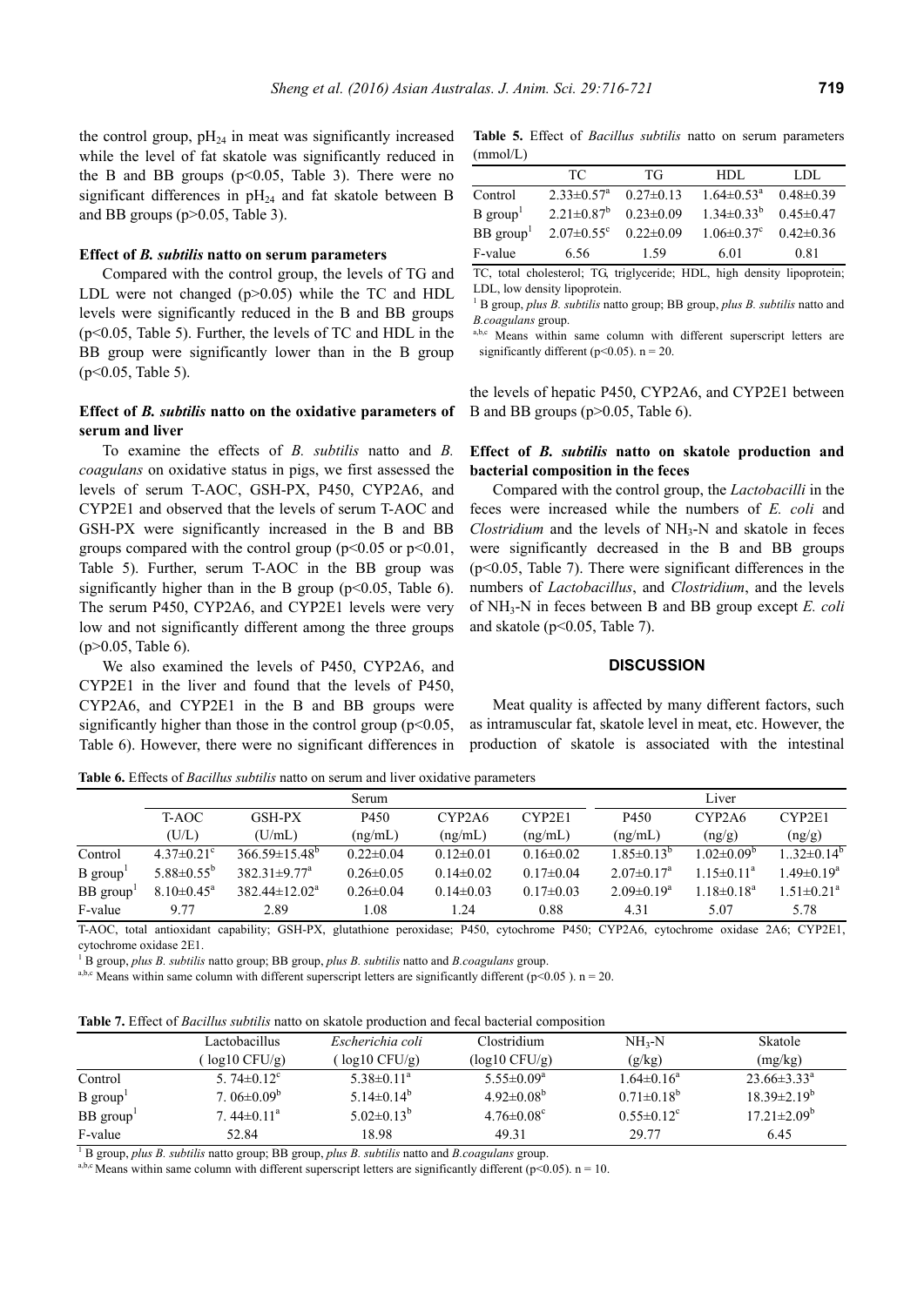the control group, $pH_{24}$ in meat was significantly increased while the level of fat skatole was significantly reduced in the B and BB groups ($p<0.05$, Table 3). There were no significant differences in $pH_{24}$ and fat skatole between B and BB groups ($p>0.05$, Table 3).

### Effect of *B. subtilis* natto on serum parameters

Compared with the control group, the levels of TG and LDL were not changed ($p>0.05$) while the TC and HDL levels were significantly reduced in the B and BB groups ($p<0.05$, Table 5). Further, the levels of TC and HDL in the BB group were significantly lower than in the B group ($p<0.05$, Table 5).

### Effect of *B. subtilis* natto on the oxidative parameters of serum and liver

To examine the effects of *B. subtilis* natto and *B. coagulans* on oxidative status in pigs, we first assessed the levels of serum T-AOC, GSH-PX, P450, CYP2A6, and CYP2E1 and observed that the levels of serum T-AOC and GSH-PX were significantly increased in the B and BB groups compared with the control group ($p<0.05$ or $p<0.01$, Table 5). Further, serum T-AOC in the BB group was significantly higher than in the B group ($p<0.05$, Table 6). The serum P450, CYP2A6, and CYP2E1 levels were very low and not significantly different among the three groups ($p>0.05$, Table 6).

We also examined the levels of P450, CYP2A6, and CYP2E1 in the liver and found that the levels of P450, CYP2A6, and CYP2E1 in the B and BB groups were significantly higher than those in the control group ($p<0.05$, Table 6). However, there were no significant differences in the levels of hepatic P450, CYP2A6, and CYP2E1 between B and BB groups ($p>0.05$, Table 6).

**Table 5.** Effect of *Bacillus subtilis* natto on serum parameters (mmol/L)

| | TC | TG | HDL | LDL |
|---|---|---|---|---|
| Control | 2.33±0.57[a] | 0.27±0.13 | 1.64±0.53[a] | 0.48±0.39 |
| B group[1] | 2.21±0.87[b] | 0.23±0.09 | 1.34±0.33[b] | 0.45±0.47 |
| BB group[1] | 2.07±0.55[c] | 0.22±0.09 | 1.06±0.37[c] | 0.42±0.36 |
| F-value | 6.56 | 1.59 | 6.01 | 0.81 |

TC, total cholesterol; TG, triglyceride; HDL, high density lipoprotein; LDL, low density lipoprotein.

[1] B group, *plus B. subtilis* natto group; BB group, *plus B. subtilis* natto and *B.coagulans* group.

[a,b,c] Means within same column with different superscript letters are significantly different ($p<0.05$). n = 20.

### Effect of *B. subtilis* natto on skatole production and bacterial composition in the feces

Compared with the control group, the *Lactobacilli* in the feces were increased while the numbers of *E. coli* and *Clostridium* and the levels of $NH_3$-N and skatole in feces were significantly decreased in the B and BB groups ($p<0.05$, Table 7). There were significant differences in the numbers of *Lactobacillus*, and *Clostridium*, and the levels of $NH_3$-N in feces between B and BB group except *E. coli* and skatole ($p<0.05$, Table 7).

## DISCUSSION

Meat quality is affected by many different factors, such as intramuscular fat, skatole level in meat, etc. However, the production of skatole is associated with the intestinal

**Table 6.** Effects of *Bacillus subtilis* natto on serum and liver oxidative parameters

| | Serum | | | | | Liver | | |
|---|---|---|---|---|---|---|---|---|
| | T-AOC (U/L) | GSH-PX (U/mL) | P450 (ng/mL) | CYP2A6 (ng/mL) | CYP2E1 (ng/mL) | P450 (ng/mL) | CYP2A6 (ng/g) | CYP2E1 (ng/g) |
| Control | 4.37±0.21[c] | 366.59±15.48[b] | 0.22±0.04 | 0.12±0.01 | 0.16±0.02 | 1.85±0.13[b] | 1.02±0.09[b] | 1..32±0.14[b] |
| B group[1] | 5.88±0.55[b] | 382.31±9.77[a] | 0.26±0.05 | 0.14±0.02 | 0.17±0.04 | 2.07±0.17[a] | 1.15±0.11[a] | 1.49±0.19[a] |
| BB group[1] | 8.10±0.45[a] | 382.44±12.02[a] | 0.26±0.04 | 0.14±0.03 | 0.17±0.03 | 2.09±0.19[a] | 1.18±0.18[a] | 1.51±0.21[a] |
| F-value | 9.77 | 2.89 | 1.08 | 1.24 | 0.88 | 4.31 | 5.07 | 5.78 |

T-AOC, total antioxidant capability; GSH-PX, glutathione peroxidase; P450, cytochrome P450; CYP2A6, cytochrome oxidase 2A6; CYP2E1, cytochrome oxidase 2E1.

[1] B group, *plus B. subtilis* natto group; BB group, *plus B. subtilis* natto and *B.coagulans* group.

[a,b,c] Means within same column with different superscript letters are significantly different ($p<0.05$ ). n = 20.

**Table 7.** Effect of *Bacillus subtilis* natto on skatole production and fecal bacterial composition

| | Lactobacillus (log10 CFU/g) | *Escherichia coli* (log10 CFU/g) | Clostridium (log10 CFU/g) | $NH_3$-N (g/kg) | Skatole (mg/kg) |
|---|---|---|---|---|---|
| Control | 5. 74±0.12[c] | 5.38±0.11[a] | 5.55±0.09[a] | 1.64±0.16[a] | 23.66±3.33[a] |
| B group[1] | 7. 06±0.09[b] | 5.14±0.14[b] | 4.92±0.08[b] | 0.71±0.18[b] | 18.39±2.19[b] |
| BB group[1] | 7. 44±0.11[a] | 5.02±0.13[b] | 4.76±0.08[c] | 0.55±0.12[c] | 17.21±2.09[b] |
| F-value | 52.84 | 18.98 | 49.31 | 29.77 | 6.45 |

[1] B group, *plus B. subtilis* natto group; BB group, *plus B. subtilis* natto and *B.coagulans* group.

[a,b,c] Means within same column with different superscript letters are significantly different ($p<0.05$). n = 10.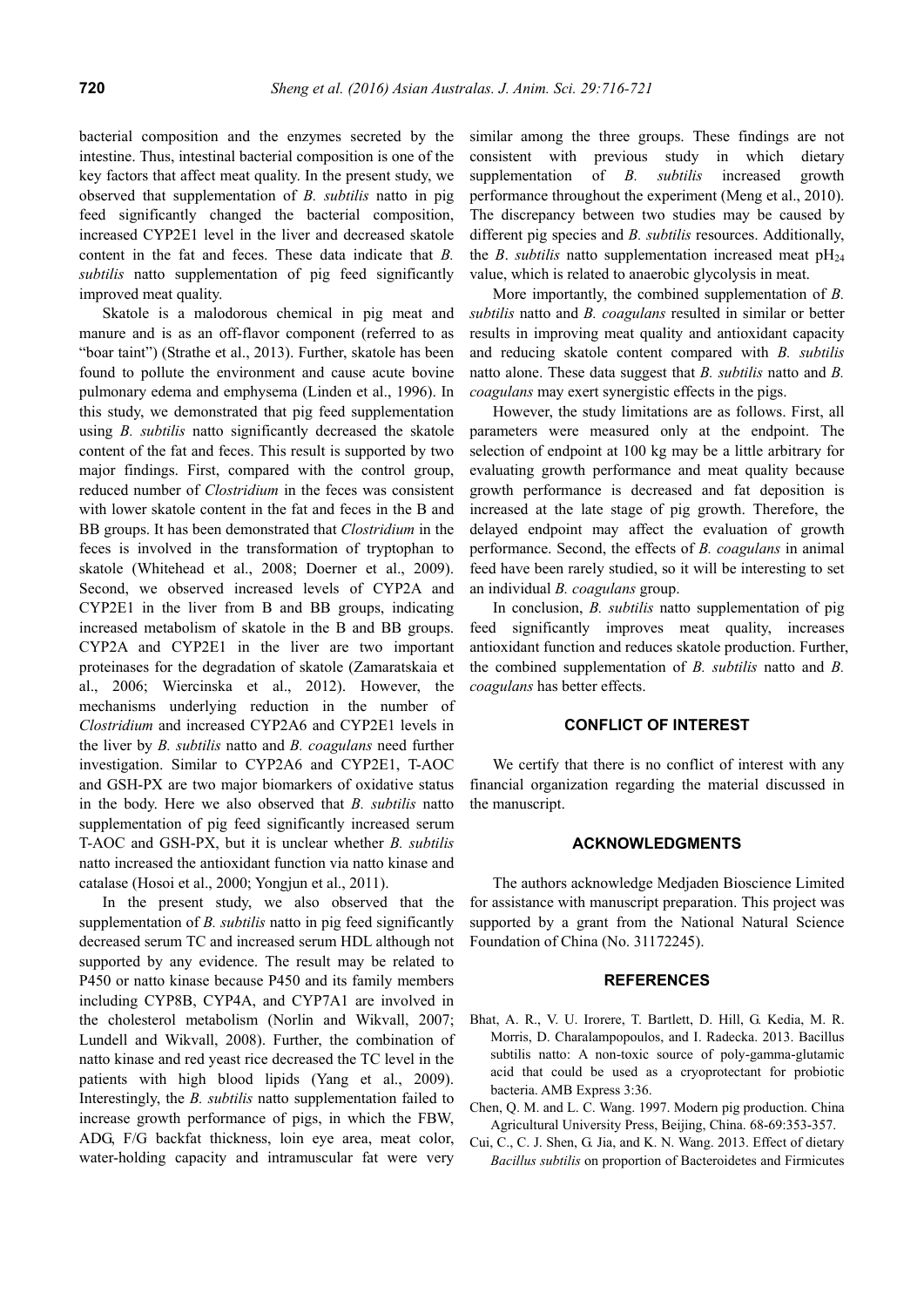bacterial composition and the enzymes secreted by the intestine. Thus, intestinal bacterial composition is one of the key factors that affect meat quality. In the present study, we observed that supplementation of *B. subtilis* natto in pig feed significantly changed the bacterial composition, increased CYP2E1 level in the liver and decreased skatole content in the fat and feces. These data indicate that *B. subtilis* natto supplementation of pig feed significantly improved meat quality.

Skatole is a malodorous chemical in pig meat and manure and is as an off-flavor component (referred to as "boar taint") (Strathe et al., 2013). Further, skatole has been found to pollute the environment and cause acute bovine pulmonary edema and emphysema (Linden et al., 1996). In this study, we demonstrated that pig feed supplementation using *B. subtilis* natto significantly decreased the skatole content of the fat and feces. This result is supported by two major findings. First, compared with the control group, reduced number of *Clostridium* in the feces was consistent with lower skatole content in the fat and feces in the B and BB groups. It has been demonstrated that *Clostridium* in the feces is involved in the transformation of tryptophan to skatole (Whitehead et al., 2008; Doerner et al., 2009). Second, we observed increased levels of CYP2A and CYP2E1 in the liver from B and BB groups, indicating increased metabolism of skatole in the B and BB groups. CYP2A and CYP2E1 in the liver are two important proteinases for the degradation of skatole (Zamaratskaia et al., 2006; Wiercinska et al., 2012). However, the mechanisms underlying reduction in the number of *Clostridium* and increased CYP2A6 and CYP2E1 levels in the liver by *B. subtilis* natto and *B. coagulans* need further investigation. Similar to CYP2A6 and CYP2E1, T-AOC and GSH-PX are two major biomarkers of oxidative status in the body. Here we also observed that *B. subtilis* natto supplementation of pig feed significantly increased serum T-AOC and GSH-PX, but it is unclear whether *B. subtilis* natto increased the antioxidant function via natto kinase and catalase (Hosoi et al., 2000; Yongjun et al., 2011).

In the present study, we also observed that the supplementation of *B. subtilis* natto in pig feed significantly decreased serum TC and increased serum HDL although not supported by any evidence. The result may be related to P450 or natto kinase because P450 and its family members including CYP8B, CYP4A, and CYP7A1 are involved in the cholesterol metabolism (Norlin and Wikvall, 2007; Lundell and Wikvall, 2008). Further, the combination of natto kinase and red yeast rice decreased the TC level in the patients with high blood lipids (Yang et al., 2009). Interestingly, the *B. subtilis* natto supplementation failed to increase growth performance of pigs, in which the FBW, ADG, F/G backfat thickness, loin eye area, meat color, water-holding capacity and intramuscular fat were very similar among the three groups. These findings are not consistent with previous study in which dietary supplementation of *B. subtilis* increased growth performance throughout the experiment (Meng et al., 2010). The discrepancy between two studies may be caused by different pig species and *B. subtilis* resources. Additionally, the *B. subtilis* natto supplementation increased meat $pH_{24}$ value, which is related to anaerobic glycolysis in meat.

More importantly, the combined supplementation of *B. subtilis* natto and *B. coagulans* resulted in similar or better results in improving meat quality and antioxidant capacity and reducing skatole content compared with *B. subtilis* natto alone. These data suggest that *B. subtilis* natto and *B. coagulans* may exert synergistic effects in the pigs.

However, the study limitations are as follows. First, all parameters were measured only at the endpoint. The selection of endpoint at 100 kg may be a little arbitrary for evaluating growth performance and meat quality because growth performance is decreased and fat deposition is increased at the late stage of pig growth. Therefore, the delayed endpoint may affect the evaluation of growth performance. Second, the effects of *B. coagulans* in animal feed have been rarely studied, so it will be interesting to set an individual *B. coagulans* group.

In conclusion, *B. subtilis* natto supplementation of pig feed significantly improves meat quality, increases antioxidant function and reduces skatole production. Further, the combined supplementation of *B. subtilis* natto and *B. coagulans* has better effects.

## CONFLICT OF INTEREST

We certify that there is no conflict of interest with any financial organization regarding the material discussed in the manuscript.

## ACKNOWLEDGMENTS

The authors acknowledge Medjaden Bioscience Limited for assistance with manuscript preparation. This project was supported by a grant from the National Natural Science Foundation of China (No. 31172245).

## REFERENCES

Bhat, A. R., V. U. Irorere, T. Bartlett, D. Hill, G. Kedia, M. R. Morris, D. Charalampopoulos, and I. Radecka. 2013. Bacillus subtilis natto: A non-toxic source of poly-gamma-glutamic acid that could be used as a cryoprotectant for probiotic bacteria. AMB Express 3:36.

Chen, Q. M. and L. C. Wang. 1997. Modern pig production. China Agricultural University Press, Beijing, China. 68-69:353-357.

Cui, C., C. J. Shen, G. Jia, and K. N. Wang. 2013. Effect of dietary *Bacillus subtilis* on proportion of Bacteroidetes and Firmicutes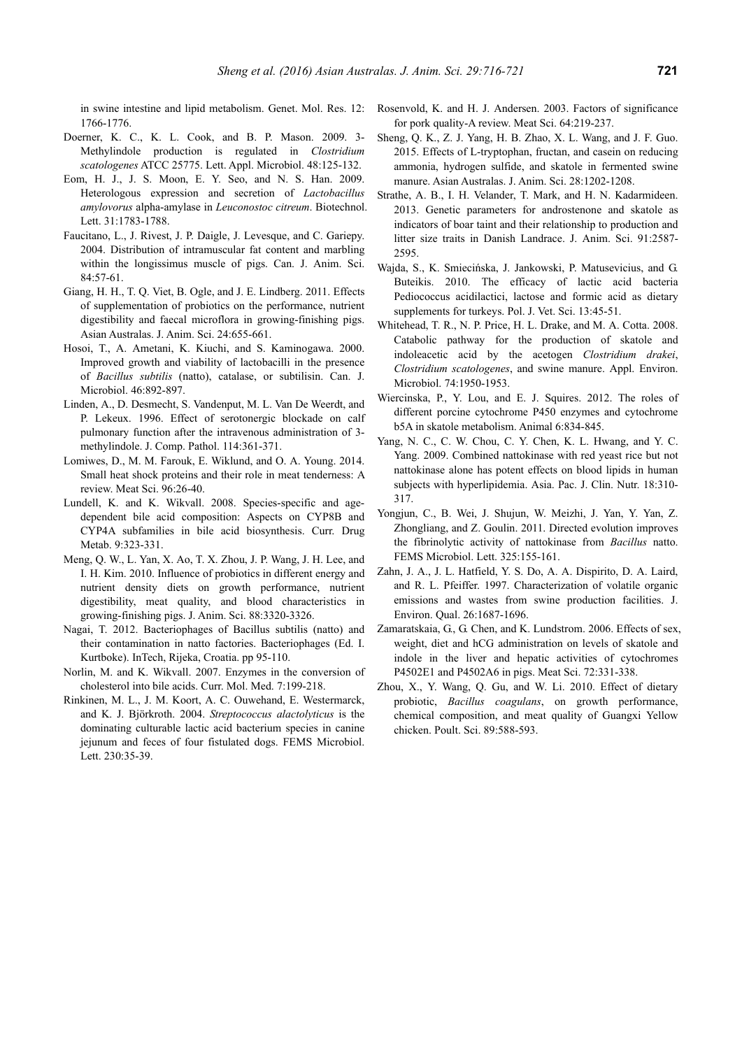in swine intestine and lipid metabolism. Genet. Mol. Res. 12: 1766-1776.

Doerner, K. C., K. L. Cook, and B. P. Mason. 2009. 3-Methylindole production is regulated in *Clostridium scatologenes* ATCC 25775. Lett. Appl. Microbiol. 48:125-132.

Eom, H. J., J. S. Moon, E. Y. Seo, and N. S. Han. 2009. Heterologous expression and secretion of *Lactobacillus amylovorus* alpha-amylase in *Leuconostoc citreum*. Biotechnol. Lett. 31:1783-1788.

Faucitano, L., J. Rivest, J. P. Daigle, J. Levesque, and C. Gariepy. 2004. Distribution of intramuscular fat content and marbling within the longissimus muscle of pigs. Can. J. Anim. Sci. 84:57-61.

Giang, H. H., T. Q. Viet, B. Ogle, and J. E. Lindberg. 2011. Effects of supplementation of probiotics on the performance, nutrient digestibility and faecal microflora in growing-finishing pigs. Asian Australas. J. Anim. Sci. 24:655-661.

Hosoi, T., A. Ametani, K. Kiuchi, and S. Kaminogawa. 2000. Improved growth and viability of lactobacilli in the presence of *Bacillus subtilis* (natto), catalase, or subtilisin. Can. J. Microbiol. 46:892-897.

Linden, A., D. Desmecht, S. Vandenput, M. L. Van De Weerdt, and P. Lekeux. 1996. Effect of serotonergic blockade on calf pulmonary function after the intravenous administration of 3-methylindole. J. Comp. Pathol. 114:361-371.

Lomiwes, D., M. M. Farouk, E. Wiklund, and O. A. Young. 2014. Small heat shock proteins and their role in meat tenderness: A review. Meat Sci. 96:26-40.

Lundell, K. and K. Wikvall. 2008. Species-specific and age-dependent bile acid composition: Aspects on CYP8B and CYP4A subfamilies in bile acid biosynthesis. Curr. Drug Metab. 9:323-331.

Meng, Q. W., L. Yan, X. Ao, T. X. Zhou, J. P. Wang, J. H. Lee, and I. H. Kim. 2010. Influence of probiotics in different energy and nutrient density diets on growth performance, nutrient digestibility, meat quality, and blood characteristics in growing-finishing pigs. J. Anim. Sci. 88:3320-3326.

Nagai, T. 2012. Bacteriophages of Bacillus subtilis (natto) and their contamination in natto factories. Bacteriophages (Ed. I. Kurtboke). InTech, Rijeka, Croatia. pp 95-110.

Norlin, M. and K. Wikvall. 2007. Enzymes in the conversion of cholesterol into bile acids. Curr. Mol. Med. 7:199-218.

Rinkinen, M. L., J. M. Koort, A. C. Ouwehand, E. Westermarck, and K. J. Björkroth. 2004. *Streptococcus alactolyticus* is the dominating culturable lactic acid bacterium species in canine jejunum and feces of four fistulated dogs. FEMS Microbiol. Lett. 230:35-39.

Rosenvold, K. and H. J. Andersen. 2003. Factors of significance for pork quality-A review. Meat Sci. 64:219-237.

Sheng, Q. K., Z. J. Yang, H. B. Zhao, X. L. Wang, and J. F. Guo. 2015. Effects of L-tryptophan, fructan, and casein on reducing ammonia, hydrogen sulfide, and skatole in fermented swine manure. Asian Australas. J. Anim. Sci. 28:1202-1208.

Strathe, A. B., I. H. Velander, T. Mark, and H. N. Kadarmideen. 2013. Genetic parameters for androstenone and skatole as indicators of boar taint and their relationship to production and litter size traits in Danish Landrace. J. Anim. Sci. 91:2587-2595.

Wajda, S., K. Smiecińska, J. Jankowski, P. Matusevicius, and G. Buteikis. 2010. The efficacy of lactic acid bacteria Pediococcus acidilactici, lactose and formic acid as dietary supplements for turkeys. Pol. J. Vet. Sci. 13:45-51.

Whitehead, T. R., N. P. Price, H. L. Drake, and M. A. Cotta. 2008. Catabolic pathway for the production of skatole and indoleacetic acid by the acetogen *Clostridium drakei*, *Clostridium scatologenes*, and swine manure. Appl. Environ. Microbiol. 74:1950-1953.

Wiercinska, P., Y. Lou, and E. J. Squires. 2012. The roles of different porcine cytochrome P450 enzymes and cytochrome b5A in skatole metabolism. Animal 6:834-845.

Yang, N. C., C. W. Chou, C. Y. Chen, K. L. Hwang, and Y. C. Yang. 2009. Combined nattokinase with red yeast rice but not nattokinase alone has potent effects on blood lipids in human subjects with hyperlipidemia. Asia. Pac. J. Clin. Nutr. 18:310-317.

Yongjun, C., B. Wei, J. Shujun, W. Meizhi, J. Yan, Y. Yan, Z. Zhongliang, and Z. Goulin. 2011. Directed evolution improves the fibrinolytic activity of nattokinase from *Bacillus* natto. FEMS Microbiol. Lett. 325:155-161.

Zahn, J. A., J. L. Hatfield, Y. S. Do, A. A. Dispirito, D. A. Laird, and R. L. Pfeiffer. 1997. Characterization of volatile organic emissions and wastes from swine production facilities. J. Environ. Qual. 26:1687-1696.

Zamaratskaia, G., G. Chen, and K. Lundstrom. 2006. Effects of sex, weight, diet and hCG administration on levels of skatole and indole in the liver and hepatic activities of cytochromes P4502E1 and P4502A6 in pigs. Meat Sci. 72:331-338.

Zhou, X., Y. Wang, Q. Gu, and W. Li. 2010. Effect of dietary probiotic, *Bacillus coagulans*, on growth performance, chemical composition, and meat quality of Guangxi Yellow chicken. Poult. Sci. 89:588-593.